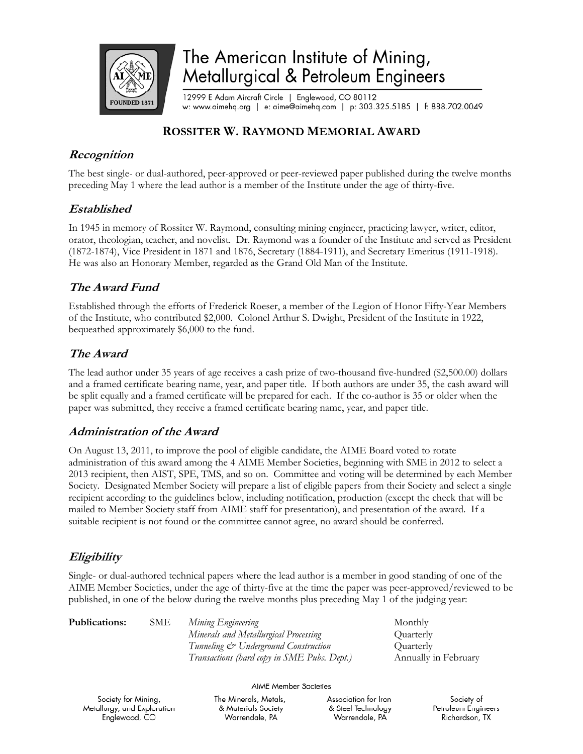# The American Institute of Mining, Metallurgical & Petroleum Engineers

12999 E Adam Aircraft Circle | Englewood, CO 80112
w: www.aimehq.org | e: aime@aimehq.com | p: 303.325.5185 | f: 888.702.0049

## ROSSITER W. RAYMOND MEMORIAL AWARD

### *Recognition*

The best single- or dual-authored, peer-approved or peer-reviewed paper published during the twelve months preceding May 1 where the lead author is a member of the Institute under the age of thirty-five.

### *Established*

In 1945 in memory of Rossiter W. Raymond, consulting mining engineer, practicing lawyer, writer, editor, orator, theologian, teacher, and novelist. Dr. Raymond was a founder of the Institute and served as President (1872-1874), Vice President in 1871 and 1876, Secretary (1884-1911), and Secretary Emeritus (1911-1918). He was also an Honorary Member, regarded as the Grand Old Man of the Institute.

### *The Award Fund*

Established through the efforts of Frederick Roeser, a member of the Legion of Honor Fifty-Year Members of the Institute, who contributed $2,000. Colonel Arthur S. Dwight, President of the Institute in 1922, bequeathed approximately $6,000 to the fund.

### *The Award*

The lead author under 35 years of age receives a cash prize of two-thousand five-hundred ($2,500.00) dollars and a framed certificate bearing name, year, and paper title. If both authors are under 35, the cash award will be split equally and a framed certificate will be prepared for each. If the co-author is 35 or older when the paper was submitted, they receive a framed certificate bearing name, year, and paper title.

### *Administration of the Award*

On August 13, 2011, to improve the pool of eligible candidate, the AIME Board voted to rotate administration of this award among the 4 AIME Member Societies, beginning with SME in 2012 to select a 2013 recipient, then AIST, SPE, TMS, and so on. Committee and voting will be determined by each Member Society. Designated Member Society will prepare a list of eligible papers from their Society and select a single recipient according to the guidelines below, including notification, production (except the check that will be mailed to Member Society staff from AIME staff for presentation), and presentation of the award. If a suitable recipient is not found or the committee cannot agree, no award should be conferred.

### *Eligibility*

Single- or dual-authored technical papers where the lead author is a member in good standing of one of the AIME Member Societies, under the age of thirty-five at the time the paper was peer-approved/reviewed to be published, in one of the below during the twelve months plus preceding May 1 of the judging year:

| **Publications:** | SME | *Mining Engineering* | Monthly |
|---|---|---|---|
| | | *Minerals and Metallurgical Processing* | Quarterly |
| | | *Tunneling & Underground Construction* | Quarterly |
| | | *Transactions (hard copy in SME Pubs. Dept.)* | Annually in February |

AIME Member Societies

Society for Mining, Metallurgy, and Exploration — Englewood, CO
The Minerals, Metals, & Materials Society — Warrendale, PA
Association for Iron & Steel Technology — Warrendale, PA
Society of Petroleum Engineers — Richardson, TX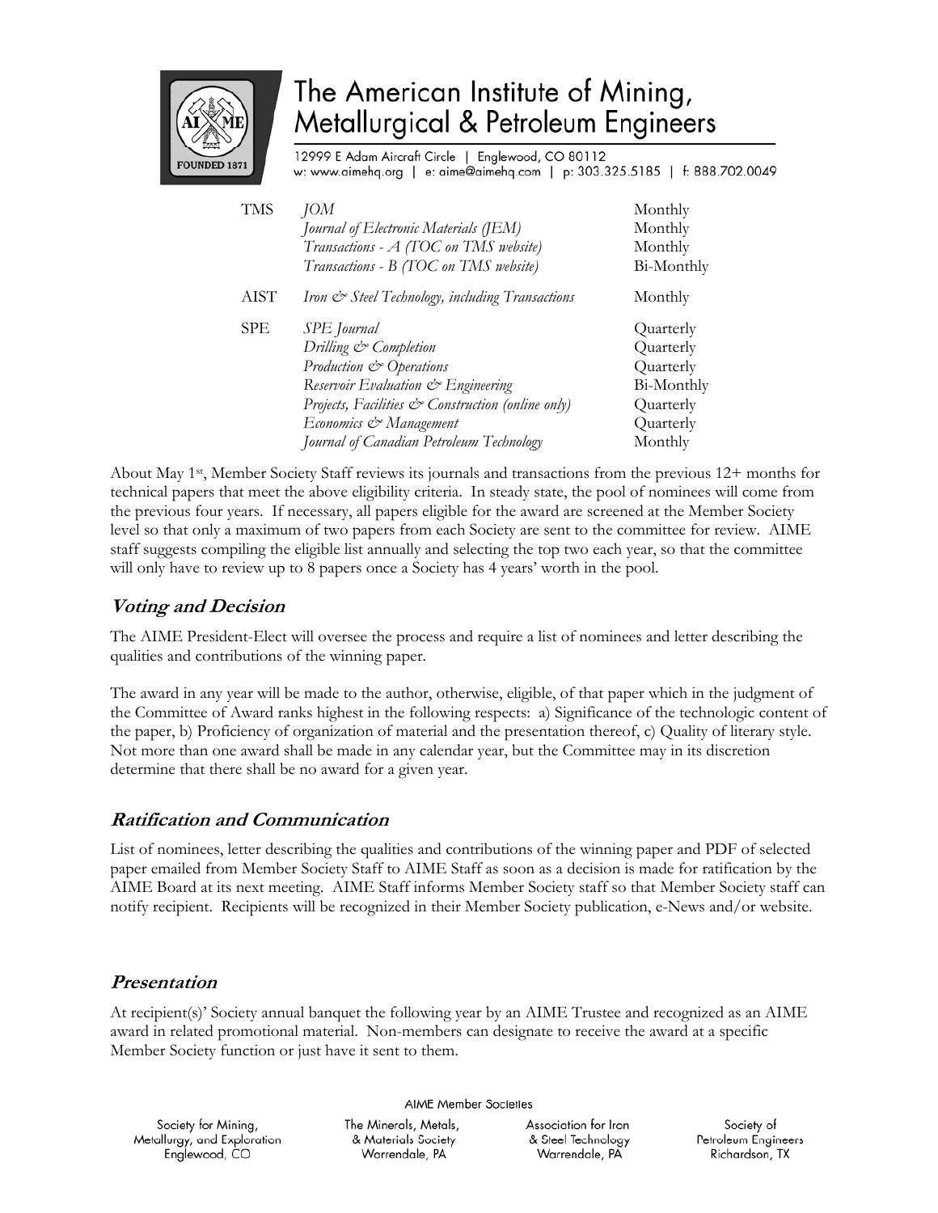| | | |
|---|---|---|
| TMS | *JOM* | Monthly |
| | *Journal of Electronic Materials (JEM)* | Monthly |
| | *Transactions - A (TOC on TMS website)* | Monthly |
| | *Transactions - B (TOC on TMS website)* | Bi-Monthly |
| AIST | *Iron & Steel Technology, including Transactions* | Monthly |
| SPE | *SPE Journal* | Quarterly |
| | *Drilling & Completion* | Quarterly |
| | *Production & Operations* | Quarterly |
| | *Reservoir Evaluation & Engineering* | Bi-Monthly |
| | *Projects, Facilities & Construction (online only)* | Quarterly |
| | *Economics & Management* | Quarterly |
| | *Journal of Canadian Petroleum Technology* | Monthly |

About May 1st, Member Society Staff reviews its journals and transactions from the previous 12+ months for technical papers that meet the above eligibility criteria. In steady state, the pool of nominees will come from the previous four years. If necessary, all papers eligible for the award are screened at the Member Society level so that only a maximum of two papers from each Society are sent to the committee for review. AIME staff suggests compiling the eligible list annually and selecting the top two each year, so that the committee will only have to review up to 8 papers once a Society has 4 years' worth in the pool.

## Voting and Decision

The AIME President-Elect will oversee the process and require a list of nominees and letter describing the qualities and contributions of the winning paper.

The award in any year will be made to the author, otherwise, eligible, of that paper which in the judgment of the Committee of Award ranks highest in the following respects: a) Significance of the technologic content of the paper, b) Proficiency of organization of material and the presentation thereof, c) Quality of literary style. Not more than one award shall be made in any calendar year, but the Committee may in its discretion determine that there shall be no award for a given year.

## Ratification and Communication

List of nominees, letter describing the qualities and contributions of the winning paper and PDF of selected paper emailed from Member Society Staff to AIME Staff as soon as a decision is made for ratification by the AIME Board at its next meeting. AIME Staff informs Member Society staff so that Member Society staff can notify recipient. Recipients will be recognized in their Member Society publication, e-News and/or website.

## Presentation

At recipient(s)' Society annual banquet the following year by an AIME Trustee and recognized as an AIME award in related promotional material. Non-members can designate to receive the award at a specific Member Society function or just have it sent to them.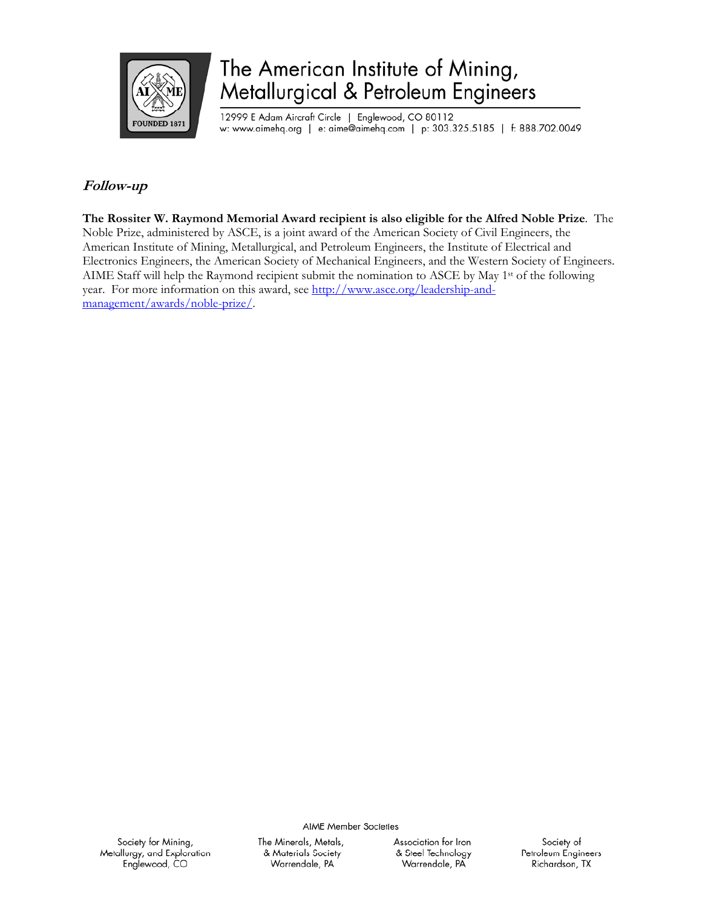## *Follow-up*

**The Rossiter W. Raymond Memorial Award recipient is also eligible for the Alfred Noble Prize**. The Noble Prize, administered by ASCE, is a joint award of the American Society of Civil Engineers, the American Institute of Mining, Metallurgical, and Petroleum Engineers, the Institute of Electrical and Electronics Engineers, the American Society of Mechanical Engineers, and the Western Society of Engineers. AIME Staff will help the Raymond recipient submit the nomination to ASCE by May 1st of the following year. For more information on this award, see [http://www.asce.org/leadership-and-management/awards/noble-prize/](http://www.asce.org/leadership-and-management/awards/noble-prize/).